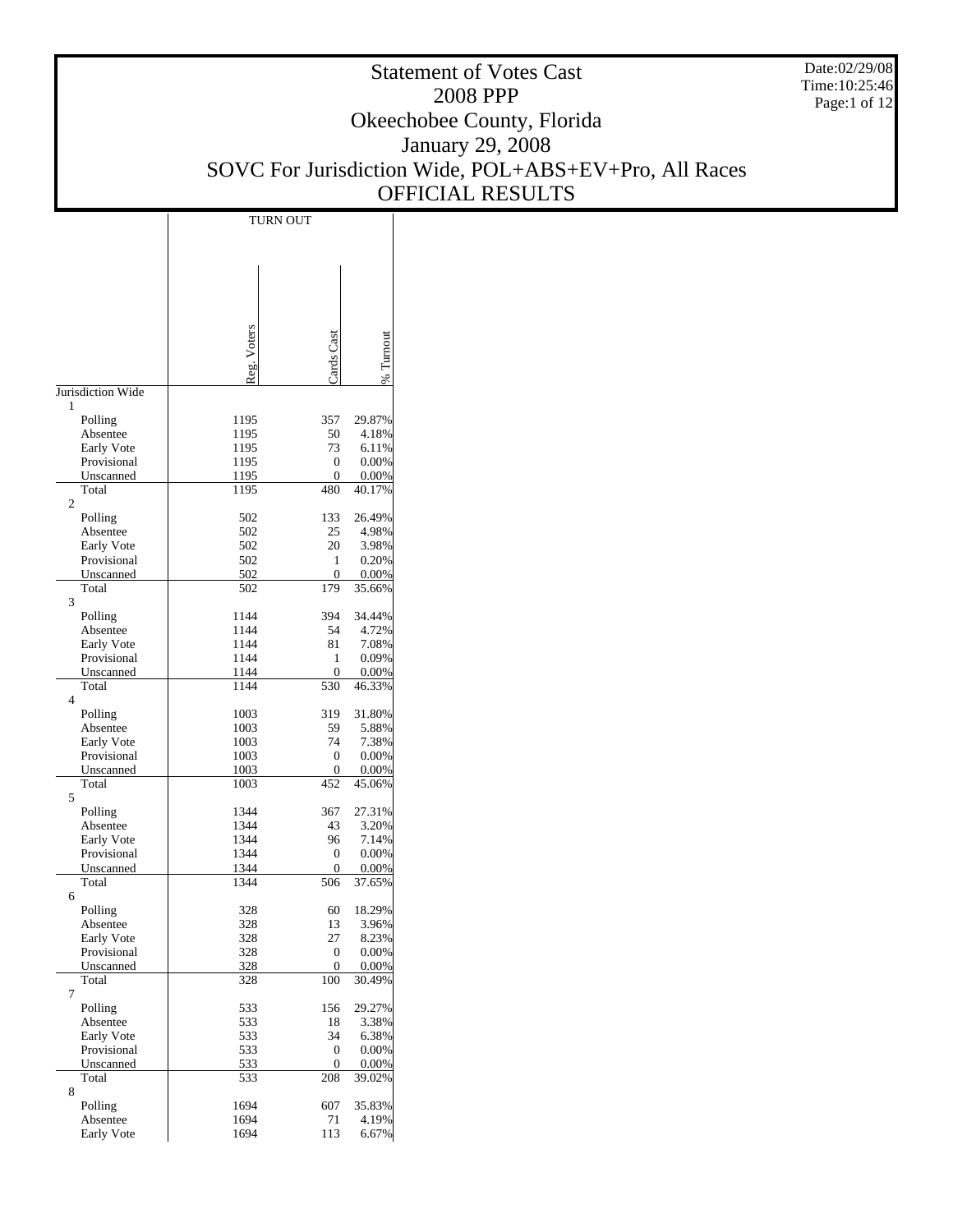# Statement of Votes Cast
## 2008 PPP
## Okeechobee County, Florida
## January 29, 2008
## SOVC For Jurisdiction Wide, POL+ABS+EV+Pro, All Races
## OFFICIAL RESULTS

Date:02/29/08
Time:10:25:46

| | TURN OUT | | |
|---|---|---|---|
| | Reg. Voters | Cards Cast | % Turnout |
| **Jurisdiction Wide** | | | |
| **1** | | | |
| Polling | 1195 | 357 | 29.87% |
| Absentee | 1195 | 50 | 4.18% |
| Early Vote | 1195 | 73 | 6.11% |
| Provisional | 1195 | 0 | 0.00% |
| Unscanned | 1195 | 0 | 0.00% |
| Total | 1195 | 480 | 40.17% |
| **2** | | | |
| Polling | 502 | 133 | 26.49% |
| Absentee | 502 | 25 | 4.98% |
| Early Vote | 502 | 20 | 3.98% |
| Provisional | 502 | 1 | 0.20% |
| Unscanned | 502 | 0 | 0.00% |
| Total | 502 | 179 | 35.66% |
| **3** | | | |
| Polling | 1144 | 394 | 34.44% |
| Absentee | 1144 | 54 | 4.72% |
| Early Vote | 1144 | 81 | 7.08% |
| Provisional | 1144 | 1 | 0.09% |
| Unscanned | 1144 | 0 | 0.00% |
| Total | 1144 | 530 | 46.33% |
| **4** | | | |
| Polling | 1003 | 319 | 31.80% |
| Absentee | 1003 | 59 | 5.88% |
| Early Vote | 1003 | 74 | 7.38% |
| Provisional | 1003 | 0 | 0.00% |
| Unscanned | 1003 | 0 | 0.00% |
| Total | 1003 | 452 | 45.06% |
| **5** | | | |
| Polling | 1344 | 367 | 27.31% |
| Absentee | 1344 | 43 | 3.20% |
| Early Vote | 1344 | 96 | 7.14% |
| Provisional | 1344 | 0 | 0.00% |
| Unscanned | 1344 | 0 | 0.00% |
| Total | 1344 | 506 | 37.65% |
| **6** | | | |
| Polling | 328 | 60 | 18.29% |
| Absentee | 328 | 13 | 3.96% |
| Early Vote | 328 | 27 | 8.23% |
| Provisional | 328 | 0 | 0.00% |
| Unscanned | 328 | 0 | 0.00% |
| Total | 328 | 100 | 30.49% |
| **7** | | | |
| Polling | 533 | 156 | 29.27% |
| Absentee | 533 | 18 | 3.38% |
| Early Vote | 533 | 34 | 6.38% |
| Provisional | 533 | 0 | 0.00% |
| Unscanned | 533 | 0 | 0.00% |
| Total | 533 | 208 | 39.02% |
| **8** | | | |
| Polling | 1694 | 607 | 35.83% |
| Absentee | 1694 | 71 | 4.19% |
| Early Vote | 1694 | 113 | 6.67% |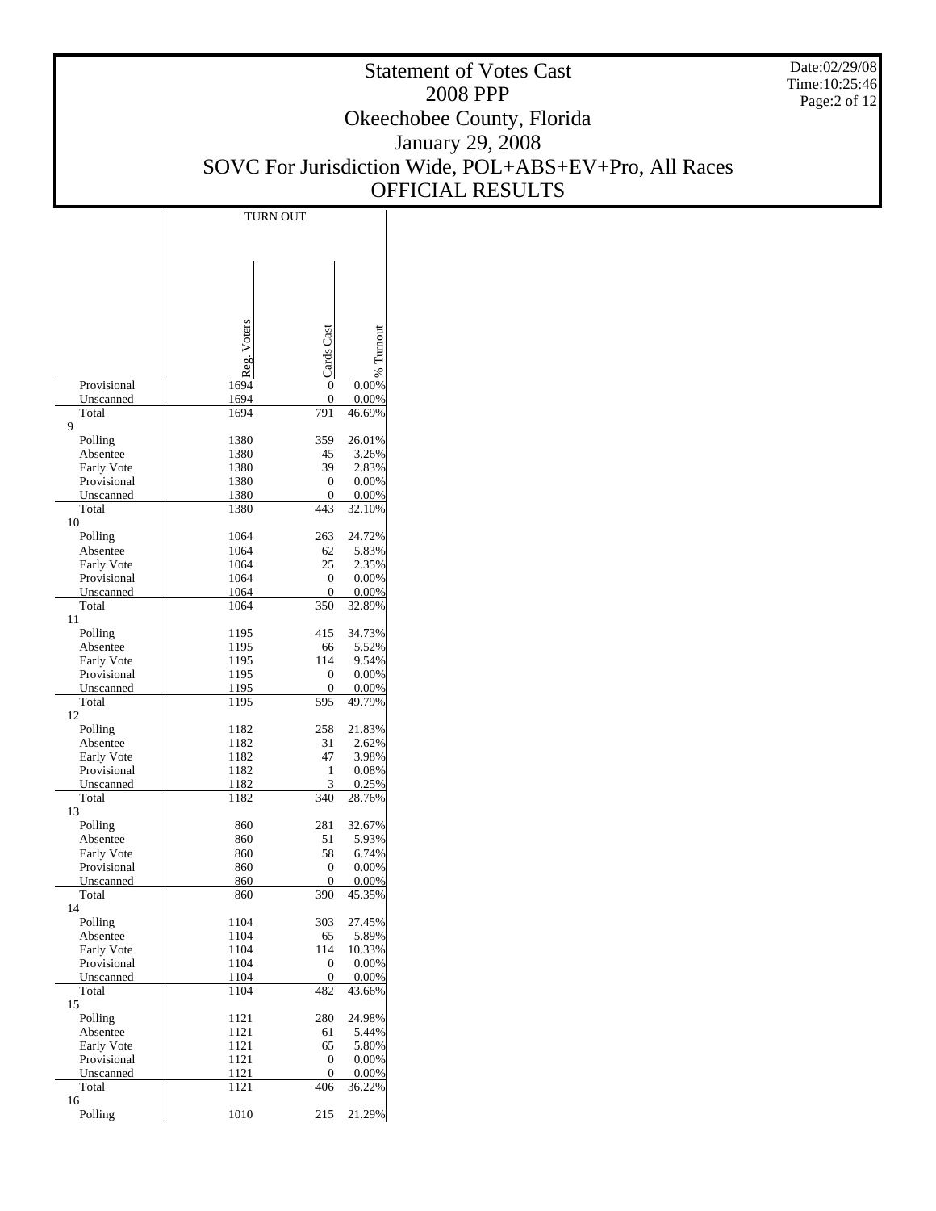# Statement of Votes Cast
## 2008 PPP
## Okeechobee County, Florida
## January 29, 2008
## SOVC For Jurisdiction Wide, POL+ABS+EV+Pro, All Races
## OFFICIAL RESULTS

Date:02/29/08
Time:10:25:46

| | TURN OUT | | |
|---|---|---|---|
| | Reg. Voters | Cards Cast | % Turnout |
| Provisional | 1694 | 0 | 0.00% |
| Unscanned | 1694 | 0 | 0.00% |
| Total | 1694 | 791 | 46.69% |
| 9 | | | |
| Polling | 1380 | 359 | 26.01% |
| Absentee | 1380 | 45 | 3.26% |
| Early Vote | 1380 | 39 | 2.83% |
| Provisional | 1380 | 0 | 0.00% |
| Unscanned | 1380 | 0 | 0.00% |
| Total | 1380 | 443 | 32.10% |
| 10 | | | |
| Polling | 1064 | 263 | 24.72% |
| Absentee | 1064 | 62 | 5.83% |
| Early Vote | 1064 | 25 | 2.35% |
| Provisional | 1064 | 0 | 0.00% |
| Unscanned | 1064 | 0 | 0.00% |
| Total | 1064 | 350 | 32.89% |
| 11 | | | |
| Polling | 1195 | 415 | 34.73% |
| Absentee | 1195 | 66 | 5.52% |
| Early Vote | 1195 | 114 | 9.54% |
| Provisional | 1195 | 0 | 0.00% |
| Unscanned | 1195 | 0 | 0.00% |
| Total | 1195 | 595 | 49.79% |
| 12 | | | |
| Polling | 1182 | 258 | 21.83% |
| Absentee | 1182 | 31 | 2.62% |
| Early Vote | 1182 | 47 | 3.98% |
| Provisional | 1182 | 1 | 0.08% |
| Unscanned | 1182 | 3 | 0.25% |
| Total | 1182 | 340 | 28.76% |
| 13 | | | |
| Polling | 860 | 281 | 32.67% |
| Absentee | 860 | 51 | 5.93% |
| Early Vote | 860 | 58 | 6.74% |
| Provisional | 860 | 0 | 0.00% |
| Unscanned | 860 | 0 | 0.00% |
| Total | 860 | 390 | 45.35% |
| 14 | | | |
| Polling | 1104 | 303 | 27.45% |
| Absentee | 1104 | 65 | 5.89% |
| Early Vote | 1104 | 114 | 10.33% |
| Provisional | 1104 | 0 | 0.00% |
| Unscanned | 1104 | 0 | 0.00% |
| Total | 1104 | 482 | 43.66% |
| 15 | | | |
| Polling | 1121 | 280 | 24.98% |
| Absentee | 1121 | 61 | 5.44% |
| Early Vote | 1121 | 65 | 5.80% |
| Provisional | 1121 | 0 | 0.00% |
| Unscanned | 1121 | 0 | 0.00% |
| Total | 1121 | 406 | 36.22% |
| 16 | | | |
| Polling | 1010 | 215 | 21.29% |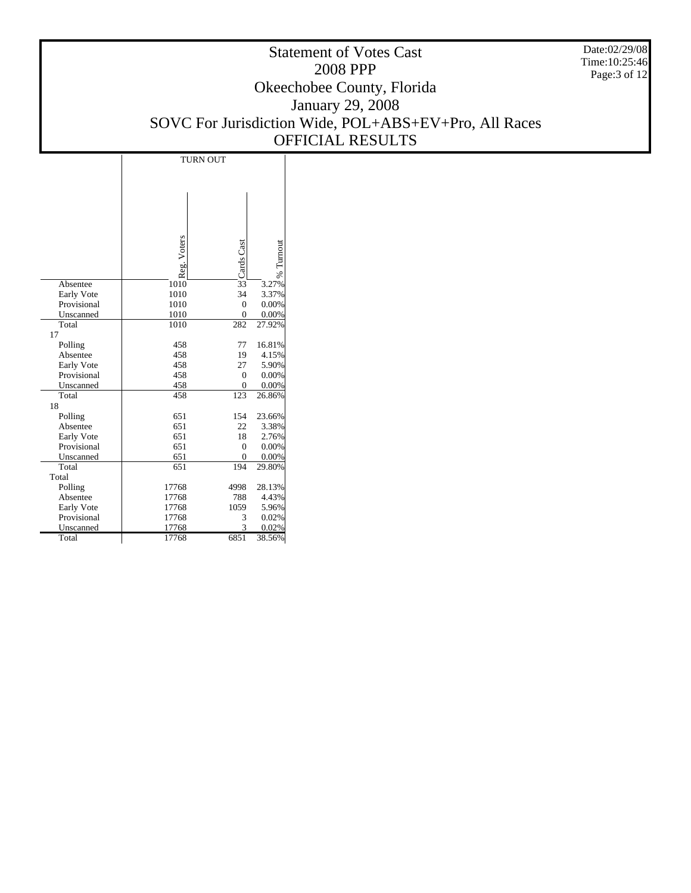# Statement of Votes Cast
## 2008 PPP
## Okeechobee County, Florida
## January 29, 2008
## SOVC For Jurisdiction Wide, POL+ABS+EV+Pro, All Races
## OFFICIAL RESULTS

Date:02/29/08
Time:10:25:46

| | TURN OUT | | |
|---|---|---|---|
| | Reg. Voters | Cards Cast | % Turnout |
| Absentee | 1010 | 33 | 3.27% |
| Early Vote | 1010 | 34 | 3.37% |
| Provisional | 1010 | 0 | 0.00% |
| Unscanned | 1010 | 0 | 0.00% |
| Total | 1010 | 282 | 27.92% |
| 17 | | | |
| Polling | 458 | 77 | 16.81% |
| Absentee | 458 | 19 | 4.15% |
| Early Vote | 458 | 27 | 5.90% |
| Provisional | 458 | 0 | 0.00% |
| Unscanned | 458 | 0 | 0.00% |
| Total | 458 | 123 | 26.86% |
| 18 | | | |
| Polling | 651 | 154 | 23.66% |
| Absentee | 651 | 22 | 3.38% |
| Early Vote | 651 | 18 | 2.76% |
| Provisional | 651 | 0 | 0.00% |
| Unscanned | 651 | 0 | 0.00% |
| Total | 651 | 194 | 29.80% |
| Total | | | |
| Polling | 17768 | 4998 | 28.13% |
| Absentee | 17768 | 788 | 4.43% |
| Early Vote | 17768 | 1059 | 5.96% |
| Provisional | 17768 | 3 | 0.02% |
| Unscanned | 17768 | 3 | 0.02% |
| Total | 17768 | 6851 | 38.56% |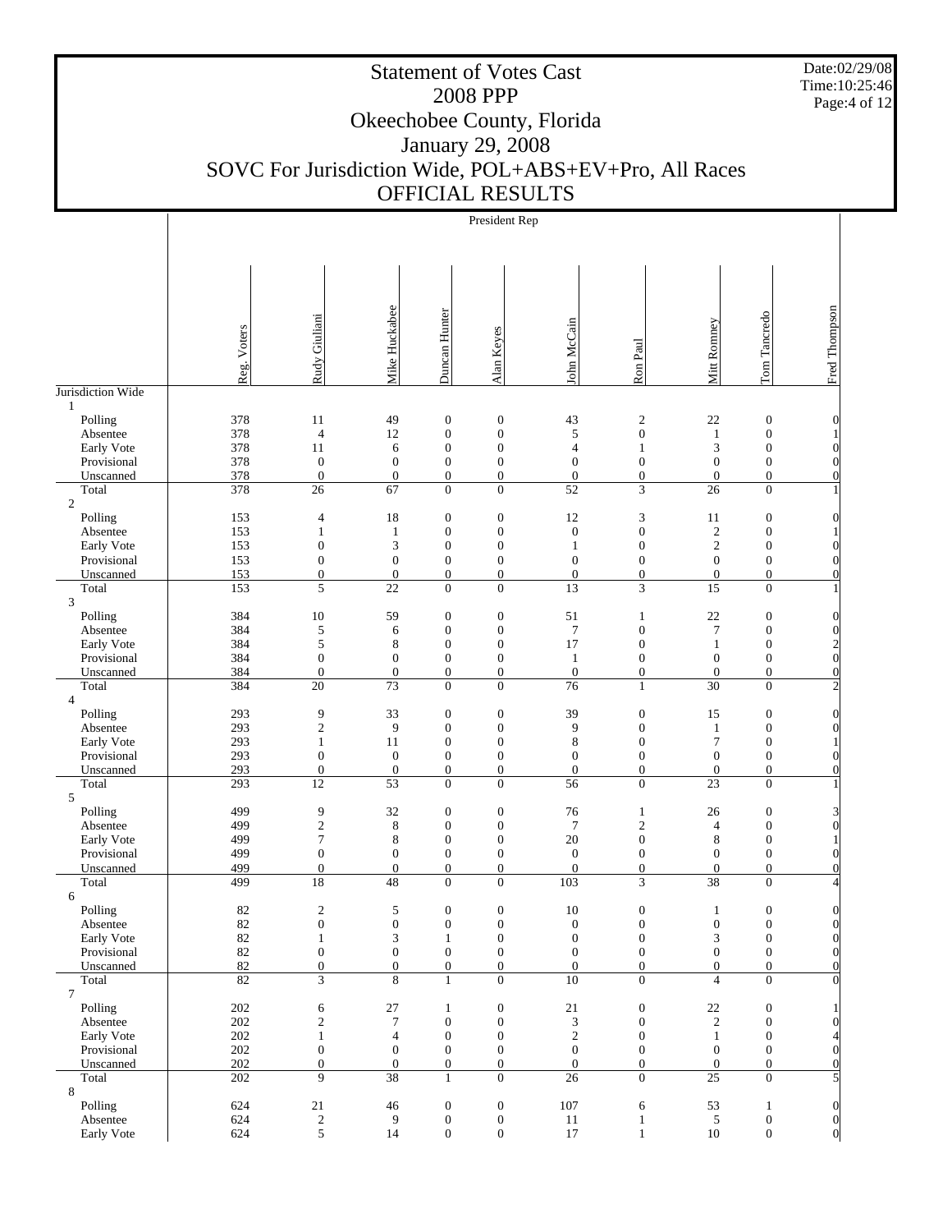# Statement of Votes Cast
## 2008 PPP
## Okeechobee County, Florida
## January 29, 2008
## SOVC For Jurisdiction Wide, POL+ABS+EV+Pro, All Races
## OFFICIAL RESULTS

President Rep

| | Reg. Voters | Rudy Giuliani | Mike Huckabee | Duncan Hunter | Alan Keyes | John McCain | Ron Paul | Mitt Romney | Tom Tancredo | Fred Thompson |
|---|---|---|---|---|---|---|---|---|---|---|
| Jurisdiction Wide | | | | | | | | | | |
| 1 | | | | | | | | | | |
| Polling | 378 | 11 | 49 | 0 | 0 | 43 | 2 | 22 | 0 | 0 |
| Absentee | 378 | 4 | 12 | 0 | 0 | 5 | 0 | 1 | 0 | 1 |
| Early Vote | 378 | 11 | 6 | 0 | 0 | 4 | 1 | 3 | 0 | 0 |
| Provisional | 378 | 0 | 0 | 0 | 0 | 0 | 0 | 0 | 0 | 0 |
| Unscanned | 378 | 0 | 0 | 0 | 0 | 0 | 0 | 0 | 0 | 0 |
| Total | 378 | 26 | 67 | 0 | 0 | 52 | 3 | 26 | 0 | 1 |
| 2 | | | | | | | | | | |
| Polling | 153 | 4 | 18 | 0 | 0 | 12 | 3 | 11 | 0 | 0 |
| Absentee | 153 | 1 | 1 | 0 | 0 | 0 | 0 | 2 | 0 | 1 |
| Early Vote | 153 | 0 | 3 | 0 | 0 | 1 | 0 | 2 | 0 | 0 |
| Provisional | 153 | 0 | 0 | 0 | 0 | 0 | 0 | 0 | 0 | 0 |
| Unscanned | 153 | 0 | 0 | 0 | 0 | 0 | 0 | 0 | 0 | 0 |
| Total | 153 | 5 | 22 | 0 | 0 | 13 | 3 | 15 | 0 | 1 |
| 3 | | | | | | | | | | |
| Polling | 384 | 10 | 59 | 0 | 0 | 51 | 1 | 22 | 0 | 0 |
| Absentee | 384 | 5 | 6 | 0 | 0 | 7 | 0 | 7 | 0 | 0 |
| Early Vote | 384 | 5 | 8 | 0 | 0 | 17 | 0 | 1 | 0 | 2 |
| Provisional | 384 | 0 | 0 | 0 | 0 | 1 | 0 | 0 | 0 | 0 |
| Unscanned | 384 | 0 | 0 | 0 | 0 | 0 | 0 | 0 | 0 | 0 |
| Total | 384 | 20 | 73 | 0 | 0 | 76 | 1 | 30 | 0 | 2 |
| 4 | | | | | | | | | | |
| Polling | 293 | 9 | 33 | 0 | 0 | 39 | 0 | 15 | 0 | 0 |
| Absentee | 293 | 2 | 9 | 0 | 0 | 9 | 0 | 1 | 0 | 0 |
| Early Vote | 293 | 1 | 11 | 0 | 0 | 8 | 0 | 7 | 0 | 1 |
| Provisional | 293 | 0 | 0 | 0 | 0 | 0 | 0 | 0 | 0 | 0 |
| Unscanned | 293 | 0 | 0 | 0 | 0 | 0 | 0 | 0 | 0 | 0 |
| Total | 293 | 12 | 53 | 0 | 0 | 56 | 0 | 23 | 0 | 1 |
| 5 | | | | | | | | | | |
| Polling | 499 | 9 | 32 | 0 | 0 | 76 | 1 | 26 | 0 | 3 |
| Absentee | 499 | 2 | 8 | 0 | 0 | 7 | 2 | 4 | 0 | 0 |
| Early Vote | 499 | 7 | 8 | 0 | 0 | 20 | 0 | 8 | 0 | 1 |
| Provisional | 499 | 0 | 0 | 0 | 0 | 0 | 0 | 0 | 0 | 0 |
| Unscanned | 499 | 0 | 0 | 0 | 0 | 0 | 0 | 0 | 0 | 0 |
| Total | 499 | 18 | 48 | 0 | 0 | 103 | 3 | 38 | 0 | 4 |
| 6 | | | | | | | | | | |
| Polling | 82 | 2 | 5 | 0 | 0 | 10 | 0 | 1 | 0 | 0 |
| Absentee | 82 | 0 | 0 | 0 | 0 | 0 | 0 | 0 | 0 | 0 |
| Early Vote | 82 | 1 | 3 | 1 | 0 | 0 | 0 | 3 | 0 | 0 |
| Provisional | 82 | 0 | 0 | 0 | 0 | 0 | 0 | 0 | 0 | 0 |
| Unscanned | 82 | 0 | 0 | 0 | 0 | 0 | 0 | 0 | 0 | 0 |
| Total | 82 | 3 | 8 | 1 | 0 | 10 | 0 | 4 | 0 | 0 |
| 7 | | | | | | | | | | |
| Polling | 202 | 6 | 27 | 1 | 0 | 21 | 0 | 22 | 0 | 1 |
| Absentee | 202 | 2 | 7 | 0 | 0 | 3 | 0 | 2 | 0 | 0 |
| Early Vote | 202 | 1 | 4 | 0 | 0 | 2 | 0 | 1 | 0 | 4 |
| Provisional | 202 | 0 | 0 | 0 | 0 | 0 | 0 | 0 | 0 | 0 |
| Unscanned | 202 | 0 | 0 | 0 | 0 | 0 | 0 | 0 | 0 | 0 |
| Total | 202 | 9 | 38 | 1 | 0 | 26 | 0 | 25 | 0 | 5 |
| 8 | | | | | | | | | | |
| Polling | 624 | 21 | 46 | 0 | 0 | 107 | 6 | 53 | 1 | 0 |
| Absentee | 624 | 2 | 9 | 0 | 0 | 11 | 1 | 5 | 0 | 0 |
| Early Vote | 624 | 5 | 14 | 0 | 0 | 17 | 1 | 10 | 0 | 0 |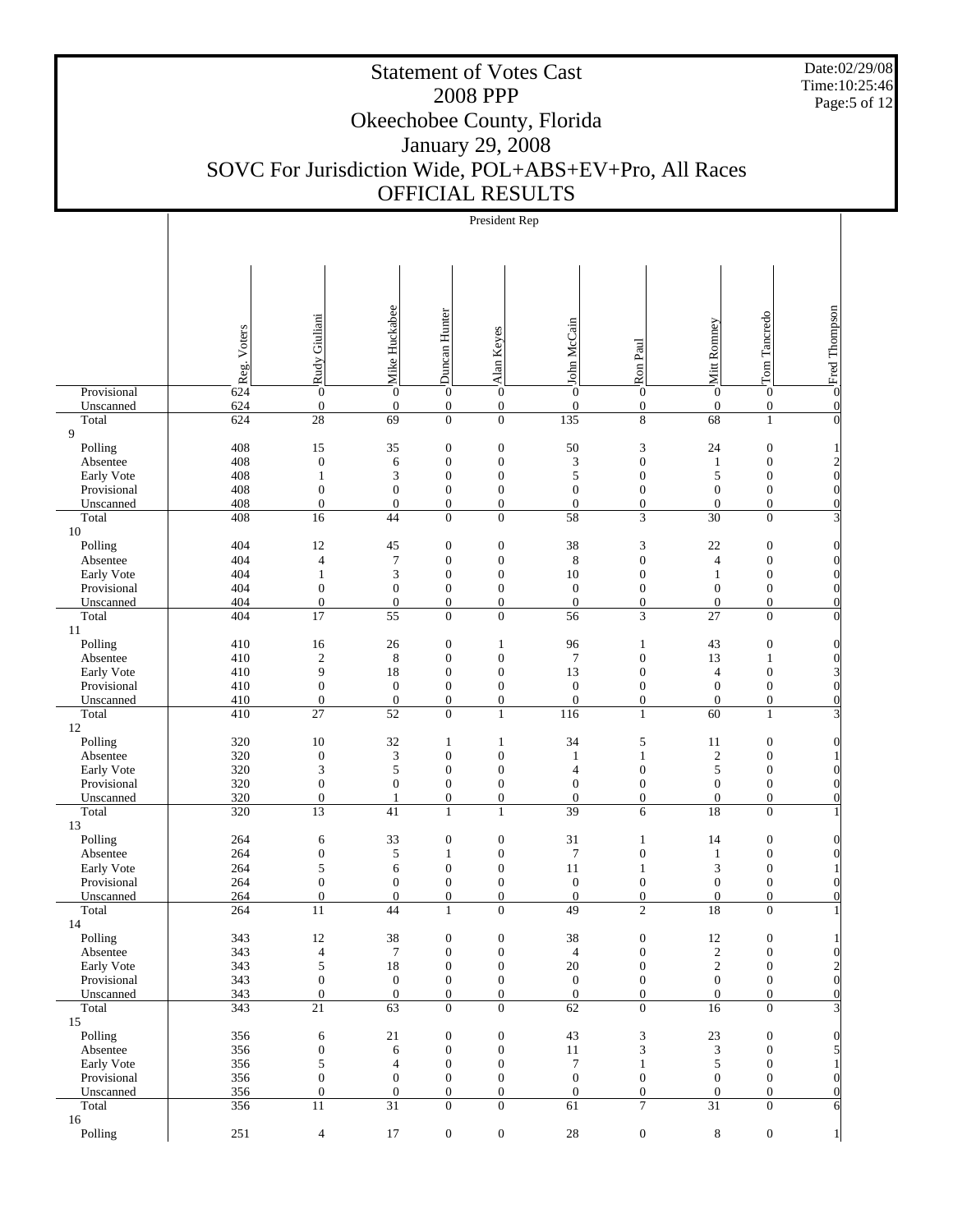# Statement of Votes Cast

## 2008 PPP

## Okeechobee County, Florida

## January 29, 2008

## SOVC For Jurisdiction Wide, POL+ABS+EV+Pro, All Races

## OFFICIAL RESULTS

Date:02/29/08
Time:10:25:46

| | President Rep | | | | | | | | | |
|---|---|---|---|---|---|---|---|---|---|---|
| | Reg. Voters | Rudy Giuliani | Mike Huckabee | Duncan Hunter | Alan Keyes | John McCain | Ron Paul | Mitt Romney | Tom Tancredo | Fred Thompson |
| Provisional | 624 | 0 | 0 | 0 | 0 | 0 | 0 | 0 | 0 | 0 |
| Unscanned | 624 | 0 | 0 | 0 | 0 | 0 | 0 | 0 | 0 | 0 |
| Total | 624 | 28 | 69 | 0 | 0 | 135 | 8 | 68 | 1 | 0 |
| 9 | | | | | | | | | | |
| Polling | 408 | 15 | 35 | 0 | 0 | 50 | 3 | 24 | 0 | 1 |
| Absentee | 408 | 0 | 6 | 0 | 0 | 3 | 0 | 1 | 0 | 2 |
| Early Vote | 408 | 1 | 3 | 0 | 0 | 5 | 0 | 5 | 0 | 0 |
| Provisional | 408 | 0 | 0 | 0 | 0 | 0 | 0 | 0 | 0 | 0 |
| Unscanned | 408 | 0 | 0 | 0 | 0 | 0 | 0 | 0 | 0 | 0 |
| Total | 408 | 16 | 44 | 0 | 0 | 58 | 3 | 30 | 0 | 3 |
| 10 | | | | | | | | | | |
| Polling | 404 | 12 | 45 | 0 | 0 | 38 | 3 | 22 | 0 | 0 |
| Absentee | 404 | 4 | 7 | 0 | 0 | 8 | 0 | 4 | 0 | 0 |
| Early Vote | 404 | 1 | 3 | 0 | 0 | 10 | 0 | 1 | 0 | 0 |
| Provisional | 404 | 0 | 0 | 0 | 0 | 0 | 0 | 0 | 0 | 0 |
| Unscanned | 404 | 0 | 0 | 0 | 0 | 0 | 0 | 0 | 0 | 0 |
| Total | 404 | 17 | 55 | 0 | 0 | 56 | 3 | 27 | 0 | 0 |
| 11 | | | | | | | | | | |
| Polling | 410 | 16 | 26 | 0 | 1 | 96 | 1 | 43 | 0 | 0 |
| Absentee | 410 | 2 | 8 | 0 | 0 | 7 | 0 | 13 | 1 | 0 |
| Early Vote | 410 | 9 | 18 | 0 | 0 | 13 | 0 | 4 | 0 | 3 |
| Provisional | 410 | 0 | 0 | 0 | 0 | 0 | 0 | 0 | 0 | 0 |
| Unscanned | 410 | 0 | 0 | 0 | 0 | 0 | 0 | 0 | 0 | 0 |
| Total | 410 | 27 | 52 | 0 | 1 | 116 | 1 | 60 | 1 | 3 |
| 12 | | | | | | | | | | |
| Polling | 320 | 10 | 32 | 1 | 1 | 34 | 5 | 11 | 0 | 0 |
| Absentee | 320 | 0 | 3 | 0 | 0 | 1 | 1 | 2 | 0 | 1 |
| Early Vote | 320 | 3 | 5 | 0 | 0 | 4 | 0 | 5 | 0 | 0 |
| Provisional | 320 | 0 | 0 | 0 | 0 | 0 | 0 | 0 | 0 | 0 |
| Unscanned | 320 | 0 | 1 | 0 | 0 | 0 | 0 | 0 | 0 | 0 |
| Total | 320 | 13 | 41 | 1 | 1 | 39 | 6 | 18 | 0 | 1 |
| 13 | | | | | | | | | | |
| Polling | 264 | 6 | 33 | 0 | 0 | 31 | 1 | 14 | 0 | 0 |
| Absentee | 264 | 0 | 5 | 1 | 0 | 7 | 0 | 1 | 0 | 0 |
| Early Vote | 264 | 5 | 6 | 0 | 0 | 11 | 1 | 3 | 0 | 1 |
| Provisional | 264 | 0 | 0 | 0 | 0 | 0 | 0 | 0 | 0 | 0 |
| Unscanned | 264 | 0 | 0 | 0 | 0 | 0 | 0 | 0 | 0 | 0 |
| Total | 264 | 11 | 44 | 1 | 0 | 49 | 2 | 18 | 0 | 1 |
| 14 | | | | | | | | | | |
| Polling | 343 | 12 | 38 | 0 | 0 | 38 | 0 | 12 | 0 | 1 |
| Absentee | 343 | 4 | 7 | 0 | 0 | 4 | 0 | 2 | 0 | 0 |
| Early Vote | 343 | 5 | 18 | 0 | 0 | 20 | 0 | 2 | 0 | 2 |
| Provisional | 343 | 0 | 0 | 0 | 0 | 0 | 0 | 0 | 0 | 0 |
| Unscanned | 343 | 0 | 0 | 0 | 0 | 0 | 0 | 0 | 0 | 0 |
| Total | 343 | 21 | 63 | 0 | 0 | 62 | 0 | 16 | 0 | 3 |
| 15 | | | | | | | | | | |
| Polling | 356 | 6 | 21 | 0 | 0 | 43 | 3 | 23 | 0 | 0 |
| Absentee | 356 | 0 | 6 | 0 | 0 | 11 | 3 | 3 | 0 | 5 |
| Early Vote | 356 | 5 | 4 | 0 | 0 | 7 | 1 | 5 | 0 | 1 |
| Provisional | 356 | 0 | 0 | 0 | 0 | 0 | 0 | 0 | 0 | 0 |
| Unscanned | 356 | 0 | 0 | 0 | 0 | 0 | 0 | 0 | 0 | 0 |
| Total | 356 | 11 | 31 | 0 | 0 | 61 | 7 | 31 | 0 | 6 |
| 16 | | | | | | | | | | |
| Polling | 251 | 4 | 17 | 0 | 0 | 28 | 0 | 8 | 0 | 1 |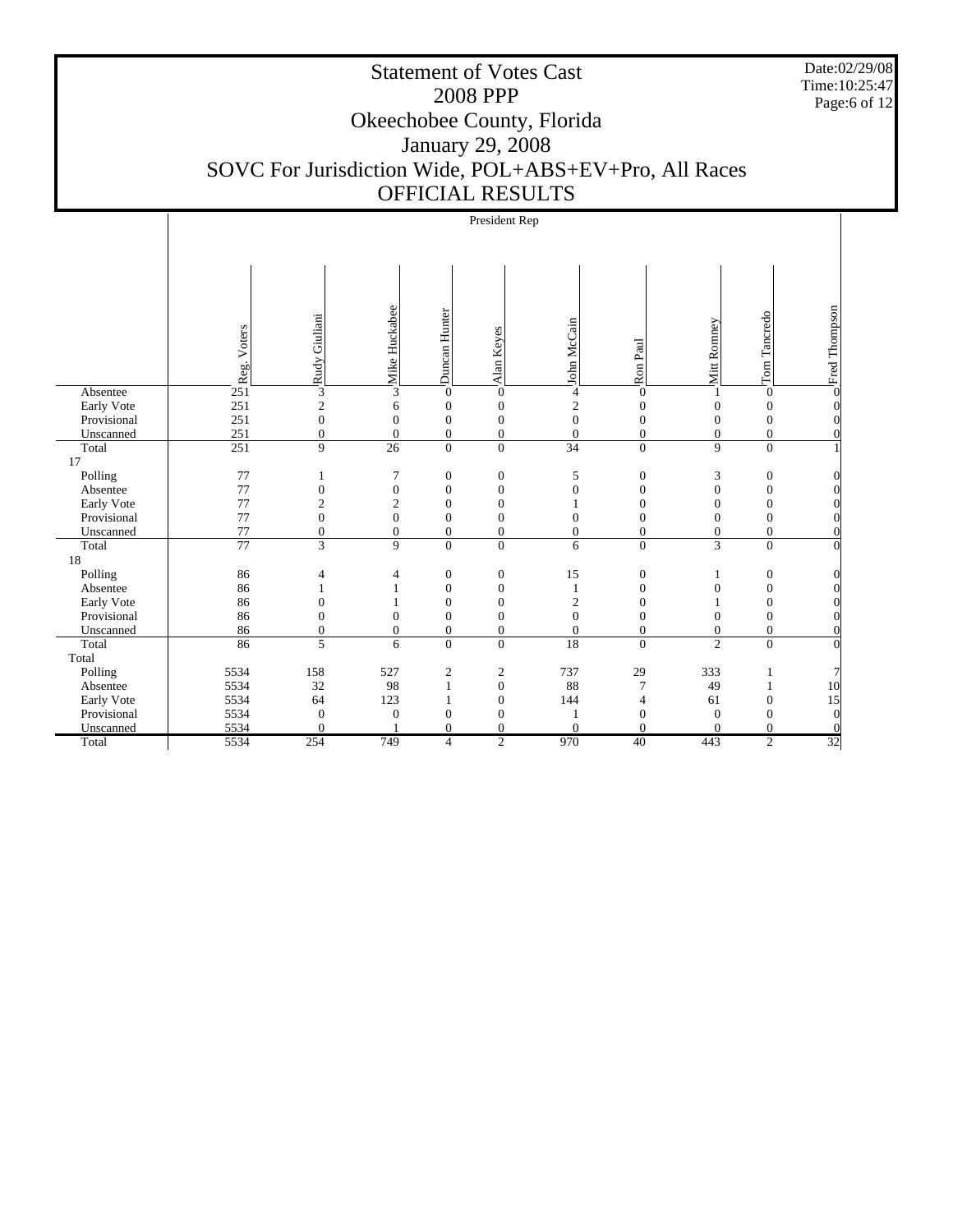# Statement of Votes Cast
## 2008 PPP
## Okeechobee County, Florida
## January 29, 2008
## SOVC For Jurisdiction Wide, POL+ABS+EV+Pro, All Races
## OFFICIAL RESULTS

Date:02/29/08
Time:10:25:47

| | | President Rep | | | | | | | | |
|---|---|---|---|---|---|---|---|---|---|---|
| | Reg. Voters | Rudy Giuliani | Mike Huckabee | Duncan Hunter | Alan Keyes | John McCain | Ron Paul | Mitt Romney | Tom Tancredo | Fred Thompson |
| Absentee | 251 | 3 | 3 | 0 | 0 | 4 | 0 | 1 | 0 | 0 |
| Early Vote | 251 | 2 | 6 | 0 | 0 | 2 | 0 | 0 | 0 | 0 |
| Provisional | 251 | 0 | 0 | 0 | 0 | 0 | 0 | 0 | 0 | 0 |
| Unscanned | 251 | 0 | 0 | 0 | 0 | 0 | 0 | 0 | 0 | 0 |
| Total | 251 | 9 | 26 | 0 | 0 | 34 | 0 | 9 | 0 | 1 |
| 17 | | | | | | | | | | |
| Polling | 77 | 1 | 7 | 0 | 0 | 5 | 0 | 3 | 0 | 0 |
| Absentee | 77 | 0 | 0 | 0 | 0 | 0 | 0 | 0 | 0 | 0 |
| Early Vote | 77 | 2 | 2 | 0 | 0 | 1 | 0 | 0 | 0 | 0 |
| Provisional | 77 | 0 | 0 | 0 | 0 | 0 | 0 | 0 | 0 | 0 |
| Unscanned | 77 | 0 | 0 | 0 | 0 | 0 | 0 | 0 | 0 | 0 |
| Total | 77 | 3 | 9 | 0 | 0 | 6 | 0 | 3 | 0 | 0 |
| 18 | | | | | | | | | | |
| Polling | 86 | 4 | 4 | 0 | 0 | 15 | 0 | 1 | 0 | 0 |
| Absentee | 86 | 1 | 1 | 0 | 0 | 1 | 0 | 0 | 0 | 0 |
| Early Vote | 86 | 0 | 1 | 0 | 0 | 2 | 0 | 1 | 0 | 0 |
| Provisional | 86 | 0 | 0 | 0 | 0 | 0 | 0 | 0 | 0 | 0 |
| Unscanned | 86 | 0 | 0 | 0 | 0 | 0 | 0 | 0 | 0 | 0 |
| Total | 86 | 5 | 6 | 0 | 0 | 18 | 0 | 2 | 0 | 0 |
| Total | | | | | | | | | | |
| Polling | 5534 | 158 | 527 | 2 | 2 | 737 | 29 | 333 | 1 | 7 |
| Absentee | 5534 | 32 | 98 | 1 | 0 | 88 | 7 | 49 | 1 | 10 |
| Early Vote | 5534 | 64 | 123 | 1 | 0 | 144 | 4 | 61 | 0 | 15 |
| Provisional | 5534 | 0 | 0 | 0 | 0 | 1 | 0 | 0 | 0 | 0 |
| Unscanned | 5534 | 0 | 1 | 0 | 0 | 0 | 0 | 0 | 0 | 0 |
| Total | 5534 | 254 | 749 | 4 | 2 | 970 | 40 | 443 | 2 | 32 |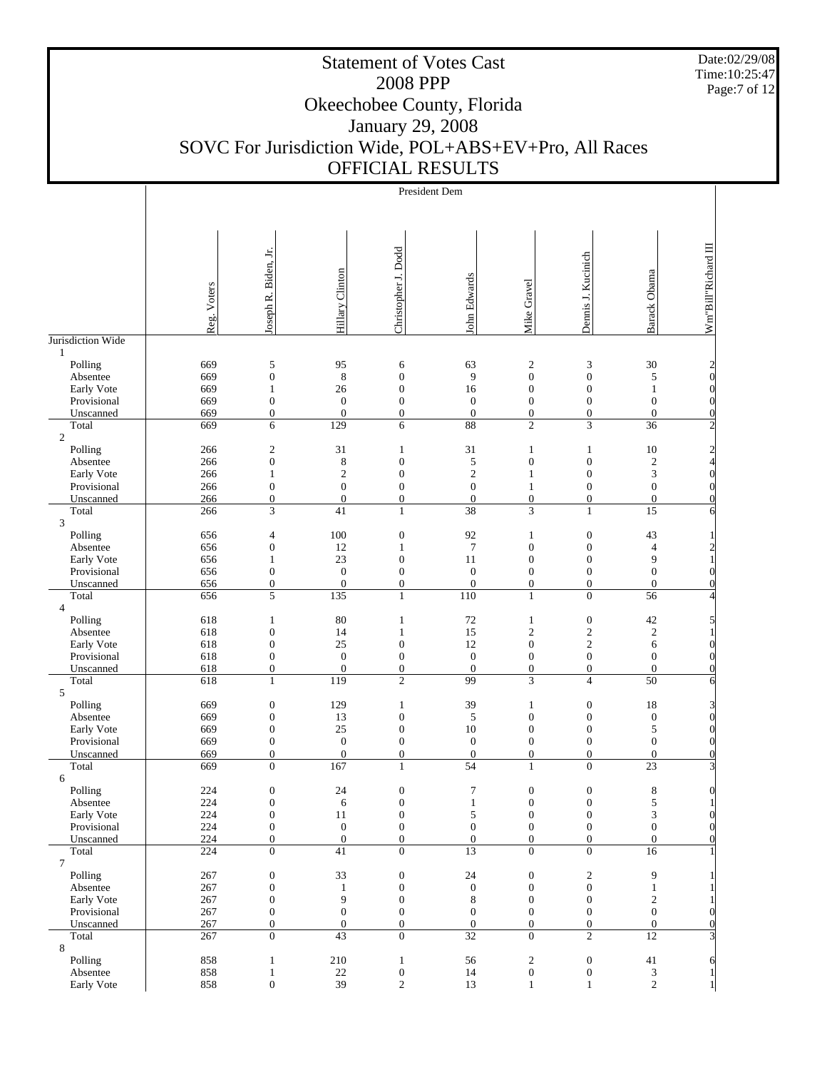# Statement of Votes Cast

## 2008 PPP

## Okeechobee County, Florida

## January 29, 2008

## SOVC For Jurisdiction Wide, POL+ABS+EV+Pro, All Races

## OFFICIAL RESULTS

Date:02/29/08
Time:10:25:47

| | | President Dem | | | | | | | |
|---|---|---|---|---|---|---|---|---|---|
| | Reg. Voters | Joseph R. Biden, Jr. | Hillary Clinton | Christopher J. Dodd | John Edwards | Mike Gravel | Dennis J. Kucinich | Barack Obama | Wm"Bill"Richard III |
| **Jurisdiction Wide** | | | | | | | | | |
| **1** | | | | | | | | | |
| Polling | 669 | 5 | 95 | 6 | 63 | 2 | 3 | 30 | 2 |
| Absentee | 669 | 0 | 8 | 0 | 9 | 0 | 0 | 5 | 0 |
| Early Vote | 669 | 1 | 26 | 0 | 16 | 0 | 0 | 1 | 0 |
| Provisional | 669 | 0 | 0 | 0 | 0 | 0 | 0 | 0 | 0 |
| Unscanned | 669 | 0 | 0 | 0 | 0 | 0 | 0 | 0 | 0 |
| Total | 669 | 6 | 129 | 6 | 88 | 2 | 3 | 36 | 2 |
| **2** | | | | | | | | | |
| Polling | 266 | 2 | 31 | 1 | 31 | 1 | 1 | 10 | 2 |
| Absentee | 266 | 0 | 8 | 0 | 5 | 0 | 0 | 2 | 4 |
| Early Vote | 266 | 1 | 2 | 0 | 2 | 1 | 0 | 3 | 0 |
| Provisional | 266 | 0 | 0 | 0 | 0 | 1 | 0 | 0 | 0 |
| Unscanned | 266 | 0 | 0 | 0 | 0 | 0 | 0 | 0 | 0 |
| Total | 266 | 3 | 41 | 1 | 38 | 3 | 1 | 15 | 6 |
| **3** | | | | | | | | | |
| Polling | 656 | 4 | 100 | 0 | 92 | 1 | 0 | 43 | 1 |
| Absentee | 656 | 0 | 12 | 1 | 7 | 0 | 0 | 4 | 2 |
| Early Vote | 656 | 1 | 23 | 0 | 11 | 0 | 0 | 9 | 1 |
| Provisional | 656 | 0 | 0 | 0 | 0 | 0 | 0 | 0 | 0 |
| Unscanned | 656 | 0 | 0 | 0 | 0 | 0 | 0 | 0 | 0 |
| Total | 656 | 5 | 135 | 1 | 110 | 1 | 0 | 56 | 4 |
| **4** | | | | | | | | | |
| Polling | 618 | 1 | 80 | 1 | 72 | 1 | 0 | 42 | 5 |
| Absentee | 618 | 0 | 14 | 1 | 15 | 2 | 2 | 2 | 1 |
| Early Vote | 618 | 0 | 25 | 0 | 12 | 0 | 2 | 6 | 0 |
| Provisional | 618 | 0 | 0 | 0 | 0 | 0 | 0 | 0 | 0 |
| Unscanned | 618 | 0 | 0 | 0 | 0 | 0 | 0 | 0 | 0 |
| Total | 618 | 1 | 119 | 2 | 99 | 3 | 4 | 50 | 6 |
| **5** | | | | | | | | | |
| Polling | 669 | 0 | 129 | 1 | 39 | 1 | 0 | 18 | 3 |
| Absentee | 669 | 0 | 13 | 0 | 5 | 0 | 0 | 0 | 0 |
| Early Vote | 669 | 0 | 25 | 0 | 10 | 0 | 0 | 5 | 0 |
| Provisional | 669 | 0 | 0 | 0 | 0 | 0 | 0 | 0 | 0 |
| Unscanned | 669 | 0 | 0 | 0 | 0 | 0 | 0 | 0 | 0 |
| Total | 669 | 0 | 167 | 1 | 54 | 1 | 0 | 23 | 3 |
| **6** | | | | | | | | | |
| Polling | 224 | 0 | 24 | 0 | 7 | 0 | 0 | 8 | 0 |
| Absentee | 224 | 0 | 6 | 0 | 1 | 0 | 0 | 5 | 1 |
| Early Vote | 224 | 0 | 11 | 0 | 5 | 0 | 0 | 3 | 0 |
| Provisional | 224 | 0 | 0 | 0 | 0 | 0 | 0 | 0 | 0 |
| Unscanned | 224 | 0 | 0 | 0 | 0 | 0 | 0 | 0 | 0 |
| Total | 224 | 0 | 41 | 0 | 13 | 0 | 0 | 16 | 1 |
| **7** | | | | | | | | | |
| Polling | 267 | 0 | 33 | 0 | 24 | 0 | 2 | 9 | 1 |
| Absentee | 267 | 0 | 1 | 0 | 0 | 0 | 0 | 1 | 1 |
| Early Vote | 267 | 0 | 9 | 0 | 8 | 0 | 0 | 2 | 1 |
| Provisional | 267 | 0 | 0 | 0 | 0 | 0 | 0 | 0 | 0 |
| Unscanned | 267 | 0 | 0 | 0 | 0 | 0 | 0 | 0 | 0 |
| Total | 267 | 0 | 43 | 0 | 32 | 0 | 2 | 12 | 3 |
| **8** | | | | | | | | | |
| Polling | 858 | 1 | 210 | 1 | 56 | 2 | 0 | 41 | 6 |
| Absentee | 858 | 1 | 22 | 0 | 14 | 0 | 0 | 3 | 1 |
| Early Vote | 858 | 0 | 39 | 2 | 13 | 1 | 1 | 2 | 1 |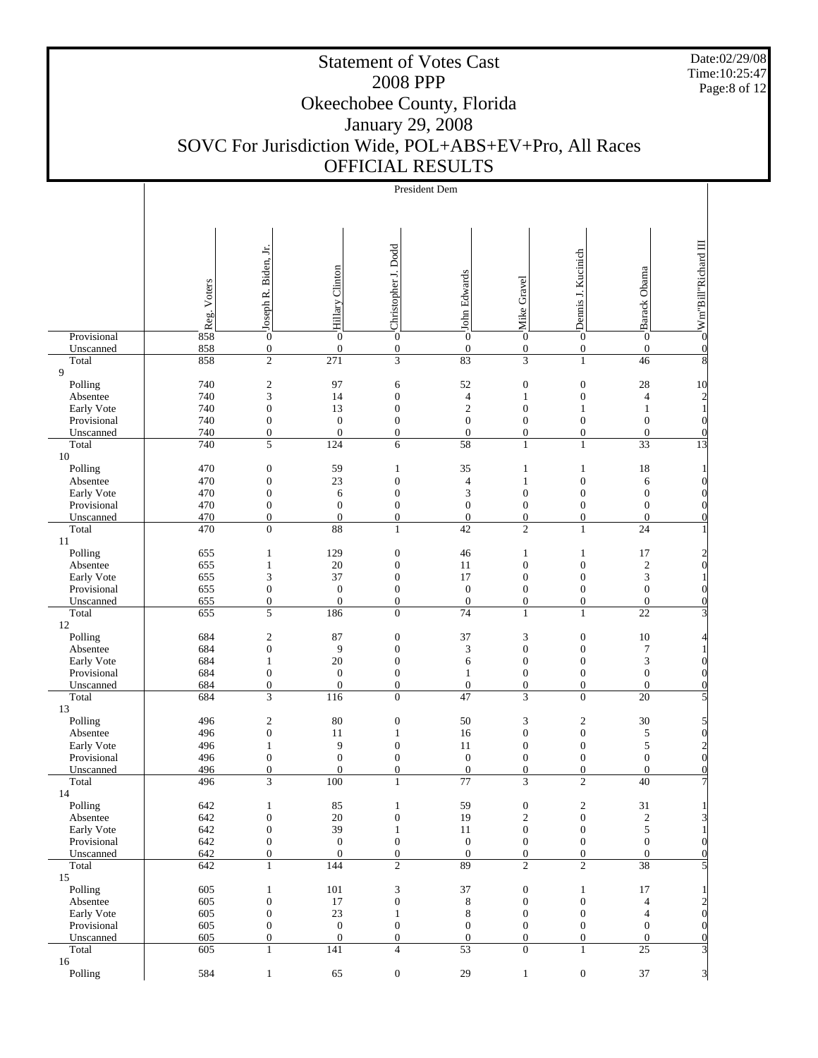# Statement of Votes Cast

## 2008 PPP

## Okeechobee County, Florida

## January 29, 2008

## SOVC For Jurisdiction Wide, POL+ABS+EV+Pro, All Races

## OFFICIAL RESULTS

Date:02/29/08
Time:10:25:47

| | President Dem | | | | | | | | |
|---|---|---|---|---|---|---|---|---|---|
| | Reg. Voters | Joseph R. Biden, Jr. | Hillary Clinton | Christopher J. Dodd | John Edwards | Mike Gravel | Dennis J. Kucinich | Barack Obama | Wm"Bill"Richard III |
| Provisional | 858 | 0 | 0 | 0 | 0 | 0 | 0 | 0 | 0 |
| Unscanned | 858 | 0 | 0 | 0 | 0 | 0 | 0 | 0 | 0 |
| Total | 858 | 2 | 271 | 3 | 83 | 3 | 1 | 46 | 8 |
| 9 | | | | | | | | | |
| Polling | 740 | 2 | 97 | 6 | 52 | 0 | 0 | 28 | 10 |
| Absentee | 740 | 3 | 14 | 0 | 4 | 1 | 0 | 4 | 2 |
| Early Vote | 740 | 0 | 13 | 0 | 2 | 0 | 1 | 1 | 1 |
| Provisional | 740 | 0 | 0 | 0 | 0 | 0 | 0 | 0 | 0 |
| Unscanned | 740 | 0 | 0 | 0 | 0 | 0 | 0 | 0 | 0 |
| Total | 740 | 5 | 124 | 6 | 58 | 1 | 1 | 33 | 13 |
| 10 | | | | | | | | | |
| Polling | 470 | 0 | 59 | 1 | 35 | 1 | 1 | 18 | 1 |
| Absentee | 470 | 0 | 23 | 0 | 4 | 1 | 0 | 6 | 0 |
| Early Vote | 470 | 0 | 6 | 0 | 3 | 0 | 0 | 0 | 0 |
| Provisional | 470 | 0 | 0 | 0 | 0 | 0 | 0 | 0 | 0 |
| Unscanned | 470 | 0 | 0 | 0 | 0 | 0 | 0 | 0 | 0 |
| Total | 470 | 0 | 88 | 1 | 42 | 2 | 1 | 24 | 1 |
| 11 | | | | | | | | | |
| Polling | 655 | 1 | 129 | 0 | 46 | 1 | 1 | 17 | 2 |
| Absentee | 655 | 1 | 20 | 0 | 11 | 0 | 0 | 2 | 0 |
| Early Vote | 655 | 3 | 37 | 0 | 17 | 0 | 0 | 3 | 1 |
| Provisional | 655 | 0 | 0 | 0 | 0 | 0 | 0 | 0 | 0 |
| Unscanned | 655 | 0 | 0 | 0 | 0 | 0 | 0 | 0 | 0 |
| Total | 655 | 5 | 186 | 0 | 74 | 1 | 1 | 22 | 3 |
| 12 | | | | | | | | | |
| Polling | 684 | 2 | 87 | 0 | 37 | 3 | 0 | 10 | 4 |
| Absentee | 684 | 0 | 9 | 0 | 3 | 0 | 0 | 7 | 1 |
| Early Vote | 684 | 1 | 20 | 0 | 6 | 0 | 0 | 3 | 0 |
| Provisional | 684 | 0 | 0 | 0 | 1 | 0 | 0 | 0 | 0 |
| Unscanned | 684 | 0 | 0 | 0 | 0 | 0 | 0 | 0 | 0 |
| Total | 684 | 3 | 116 | 0 | 47 | 3 | 0 | 20 | 5 |
| 13 | | | | | | | | | |
| Polling | 496 | 2 | 80 | 0 | 50 | 3 | 2 | 30 | 5 |
| Absentee | 496 | 0 | 11 | 1 | 16 | 0 | 0 | 5 | 0 |
| Early Vote | 496 | 1 | 9 | 0 | 11 | 0 | 0 | 5 | 2 |
| Provisional | 496 | 0 | 0 | 0 | 0 | 0 | 0 | 0 | 0 |
| Unscanned | 496 | 0 | 0 | 0 | 0 | 0 | 0 | 0 | 0 |
| Total | 496 | 3 | 100 | 1 | 77 | 3 | 2 | 40 | 7 |
| 14 | | | | | | | | | |
| Polling | 642 | 1 | 85 | 1 | 59 | 0 | 2 | 31 | 1 |
| Absentee | 642 | 0 | 20 | 0 | 19 | 2 | 0 | 2 | 3 |
| Early Vote | 642 | 0 | 39 | 1 | 11 | 0 | 0 | 5 | 1 |
| Provisional | 642 | 0 | 0 | 0 | 0 | 0 | 0 | 0 | 0 |
| Unscanned | 642 | 0 | 0 | 0 | 0 | 0 | 0 | 0 | 0 |
| Total | 642 | 1 | 144 | 2 | 89 | 2 | 2 | 38 | 5 |
| 15 | | | | | | | | | |
| Polling | 605 | 1 | 101 | 3 | 37 | 0 | 1 | 17 | 1 |
| Absentee | 605 | 0 | 17 | 0 | 8 | 0 | 0 | 4 | 2 |
| Early Vote | 605 | 0 | 23 | 1 | 8 | 0 | 0 | 4 | 0 |
| Provisional | 605 | 0 | 0 | 0 | 0 | 0 | 0 | 0 | 0 |
| Unscanned | 605 | 0 | 0 | 0 | 0 | 0 | 0 | 0 | 0 |
| Total | 605 | 1 | 141 | 4 | 53 | 0 | 1 | 25 | 3 |
| 16 | | | | | | | | | |
| Polling | 584 | 1 | 65 | 0 | 29 | 1 | 0 | 37 | 3 |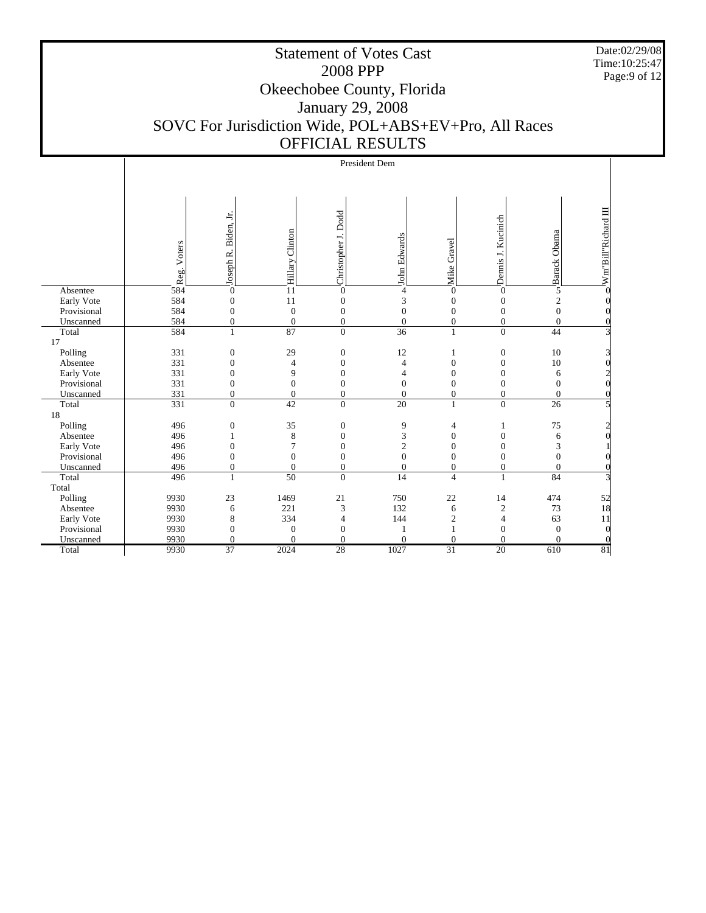# Statement of Votes Cast

## 2008 PPP

## Okeechobee County, Florida

## January 29, 2008

## SOVC For Jurisdiction Wide, POL+ABS+EV+Pro, All Races

## OFFICIAL RESULTS

Date:02/29/08
Time:10:25:47

| | | President Dem | | | | | | | |
|---|---|---|---|---|---|---|---|---|---|
| | Reg. Voters | Joseph R. Biden, Jr. | Hillary Clinton | Christopher J. Dodd | John Edwards | Mike Gravel | Dennis J. Kucinich | Barack Obama | Wm"Bill"Richard III |
| Absentee | 584 | 0 | 11 | 0 | 4 | 0 | 0 | 5 | 0 |
| Early Vote | 584 | 0 | 11 | 0 | 3 | 0 | 0 | 2 | 0 |
| Provisional | 584 | 0 | 0 | 0 | 0 | 0 | 0 | 0 | 0 |
| Unscanned | 584 | 0 | 0 | 0 | 0 | 0 | 0 | 0 | 0 |
| Total | 584 | 1 | 87 | 0 | 36 | 1 | 0 | 44 | 3 |
| 17 | | | | | | | | | |
| Polling | 331 | 0 | 29 | 0 | 12 | 1 | 0 | 10 | 3 |
| Absentee | 331 | 0 | 4 | 0 | 4 | 0 | 0 | 10 | 0 |
| Early Vote | 331 | 0 | 9 | 0 | 4 | 0 | 0 | 6 | 2 |
| Provisional | 331 | 0 | 0 | 0 | 0 | 0 | 0 | 0 | 0 |
| Unscanned | 331 | 0 | 0 | 0 | 0 | 0 | 0 | 0 | 0 |
| Total | 331 | 0 | 42 | 0 | 20 | 1 | 0 | 26 | 5 |
| 18 | | | | | | | | | |
| Polling | 496 | 0 | 35 | 0 | 9 | 4 | 1 | 75 | 2 |
| Absentee | 496 | 1 | 8 | 0 | 3 | 0 | 0 | 6 | 0 |
| Early Vote | 496 | 0 | 7 | 0 | 2 | 0 | 0 | 3 | 1 |
| Provisional | 496 | 0 | 0 | 0 | 0 | 0 | 0 | 0 | 0 |
| Unscanned | 496 | 0 | 0 | 0 | 0 | 0 | 0 | 0 | 0 |
| Total | 496 | 1 | 50 | 0 | 14 | 4 | 1 | 84 | 3 |
| Total | | | | | | | | | |
| Polling | 9930 | 23 | 1469 | 21 | 750 | 22 | 14 | 474 | 52 |
| Absentee | 9930 | 6 | 221 | 3 | 132 | 6 | 2 | 73 | 18 |
| Early Vote | 9930 | 8 | 334 | 4 | 144 | 2 | 4 | 63 | 11 |
| Provisional | 9930 | 0 | 0 | 0 | 1 | 1 | 0 | 0 | 0 |
| Unscanned | 9930 | 0 | 0 | 0 | 0 | 0 | 0 | 0 | 0 |
| Total | 9930 | 37 | 2024 | 28 | 1027 | 31 | 20 | 610 | 81 |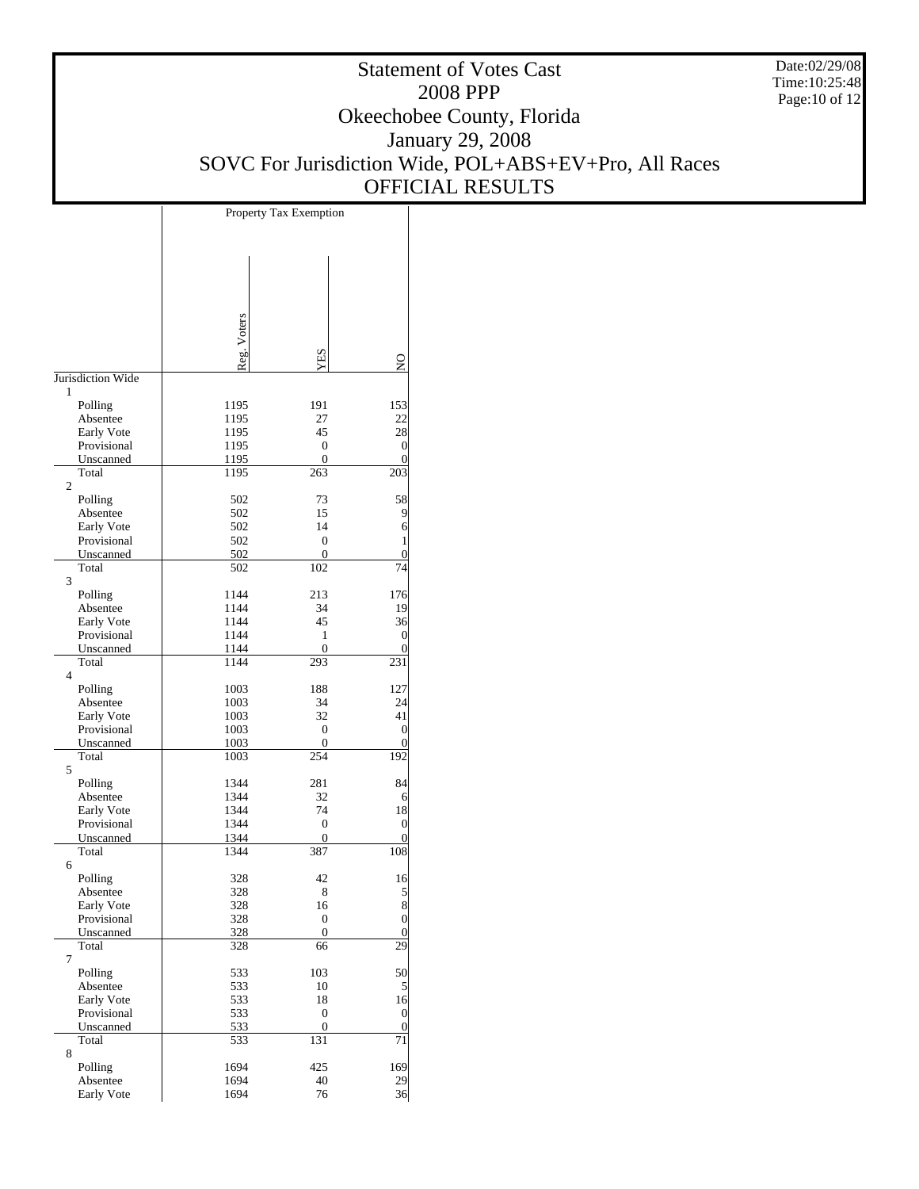# Statement of Votes Cast
## 2008 PPP
## Okeechobee County, Florida
## January 29, 2008
## SOVC For Jurisdiction Wide, POL+ABS+EV+Pro, All Races
## OFFICIAL RESULTS

Date:02/29/08
Time:10:25:48

| | Property Tax Exemption | | |
|---|---|---|---|
| | Reg. Voters | YES | NO |
| Jurisdiction Wide | | | |
| 1 | | | |
| Polling | 1195 | 191 | 153 |
| Absentee | 1195 | 27 | 22 |
| Early Vote | 1195 | 45 | 28 |
| Provisional | 1195 | 0 | 0 |
| Unscanned | 1195 | 0 | 0 |
| Total | 1195 | 263 | 203 |
| 2 | | | |
| Polling | 502 | 73 | 58 |
| Absentee | 502 | 15 | 9 |
| Early Vote | 502 | 14 | 6 |
| Provisional | 502 | 0 | 1 |
| Unscanned | 502 | 0 | 0 |
| Total | 502 | 102 | 74 |
| 3 | | | |
| Polling | 1144 | 213 | 176 |
| Absentee | 1144 | 34 | 19 |
| Early Vote | 1144 | 45 | 36 |
| Provisional | 1144 | 1 | 0 |
| Unscanned | 1144 | 0 | 0 |
| Total | 1144 | 293 | 231 |
| 4 | | | |
| Polling | 1003 | 188 | 127 |
| Absentee | 1003 | 34 | 24 |
| Early Vote | 1003 | 32 | 41 |
| Provisional | 1003 | 0 | 0 |
| Unscanned | 1003 | 0 | 0 |
| Total | 1003 | 254 | 192 |
| 5 | | | |
| Polling | 1344 | 281 | 84 |
| Absentee | 1344 | 32 | 6 |
| Early Vote | 1344 | 74 | 18 |
| Provisional | 1344 | 0 | 0 |
| Unscanned | 1344 | 0 | 0 |
| Total | 1344 | 387 | 108 |
| 6 | | | |
| Polling | 328 | 42 | 16 |
| Absentee | 328 | 8 | 5 |
| Early Vote | 328 | 16 | 8 |
| Provisional | 328 | 0 | 0 |
| Unscanned | 328 | 0 | 0 |
| Total | 328 | 66 | 29 |
| 7 | | | |
| Polling | 533 | 103 | 50 |
| Absentee | 533 | 10 | 5 |
| Early Vote | 533 | 18 | 16 |
| Provisional | 533 | 0 | 0 |
| Unscanned | 533 | 0 | 0 |
| Total | 533 | 131 | 71 |
| 8 | | | |
| Polling | 1694 | 425 | 169 |
| Absentee | 1694 | 40 | 29 |
| Early Vote | 1694 | 76 | 36 |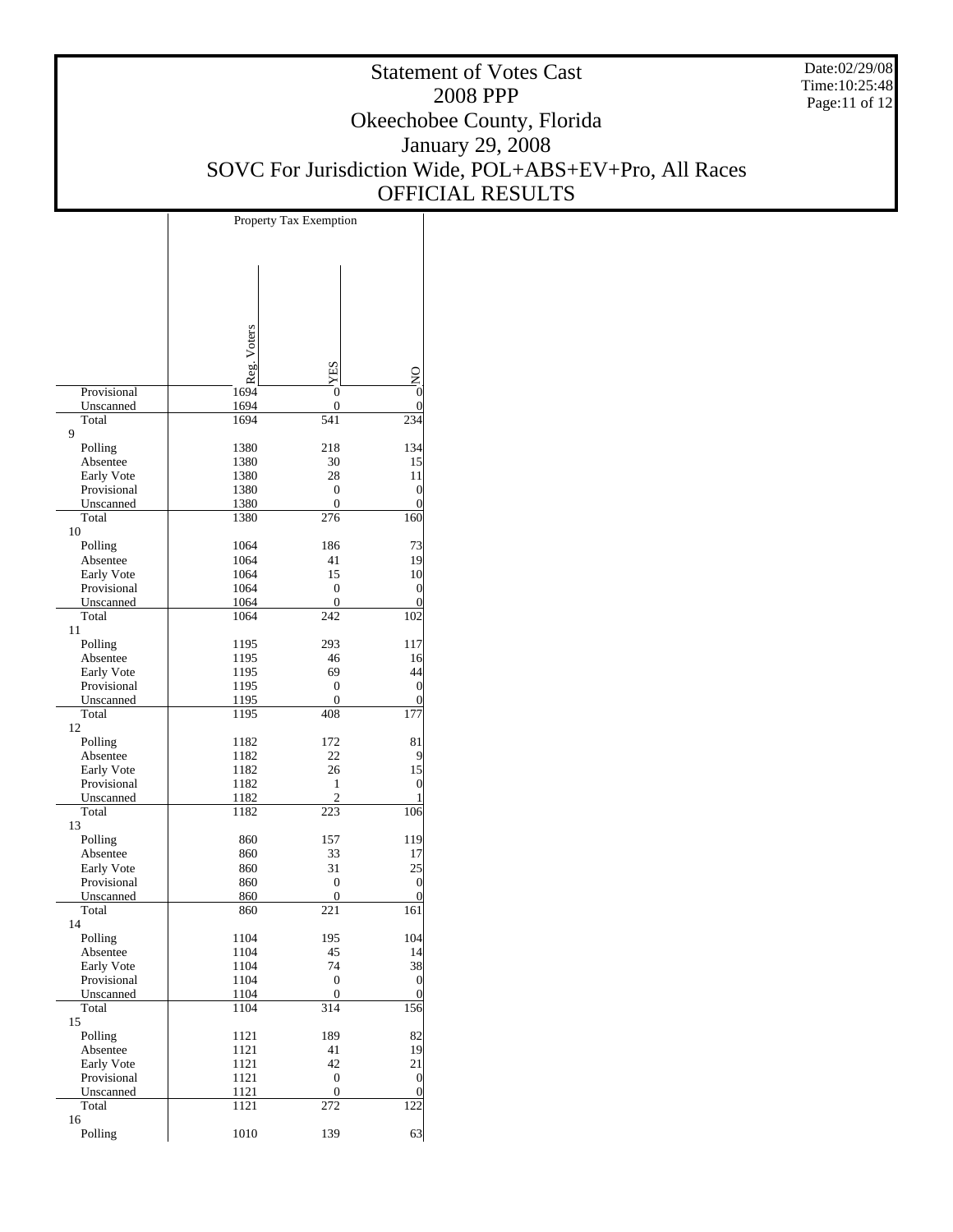# Statement of Votes Cast
## 2008 PPP
## Okeechobee County, Florida
## January 29, 2008
## SOVC For Jurisdiction Wide, POL+ABS+EV+Pro, All Races
## OFFICIAL RESULTS

Date:02/29/08
Time:10:25:48

| | Property Tax Exemption | | |
|---|---|---|---|
| | Reg. Voters | YES | NO |
| Provisional | 1694 | 0 | 0 |
| Unscanned | 1694 | 0 | 0 |
| Total | 1694 | 541 | 234 |
| 9 | | | |
| Polling | 1380 | 218 | 134 |
| Absentee | 1380 | 30 | 15 |
| Early Vote | 1380 | 28 | 11 |
| Provisional | 1380 | 0 | 0 |
| Unscanned | 1380 | 0 | 0 |
| Total | 1380 | 276 | 160 |
| 10 | | | |
| Polling | 1064 | 186 | 73 |
| Absentee | 1064 | 41 | 19 |
| Early Vote | 1064 | 15 | 10 |
| Provisional | 1064 | 0 | 0 |
| Unscanned | 1064 | 0 | 0 |
| Total | 1064 | 242 | 102 |
| 11 | | | |
| Polling | 1195 | 293 | 117 |
| Absentee | 1195 | 46 | 16 |
| Early Vote | 1195 | 69 | 44 |
| Provisional | 1195 | 0 | 0 |
| Unscanned | 1195 | 0 | 0 |
| Total | 1195 | 408 | 177 |
| 12 | | | |
| Polling | 1182 | 172 | 81 |
| Absentee | 1182 | 22 | 9 |
| Early Vote | 1182 | 26 | 15 |
| Provisional | 1182 | 1 | 0 |
| Unscanned | 1182 | 2 | 1 |
| Total | 1182 | 223 | 106 |
| 13 | | | |
| Polling | 860 | 157 | 119 |
| Absentee | 860 | 33 | 17 |
| Early Vote | 860 | 31 | 25 |
| Provisional | 860 | 0 | 0 |
| Unscanned | 860 | 0 | 0 |
| Total | 860 | 221 | 161 |
| 14 | | | |
| Polling | 1104 | 195 | 104 |
| Absentee | 1104 | 45 | 14 |
| Early Vote | 1104 | 74 | 38 |
| Provisional | 1104 | 0 | 0 |
| Unscanned | 1104 | 0 | 0 |
| Total | 1104 | 314 | 156 |
| 15 | | | |
| Polling | 1121 | 189 | 82 |
| Absentee | 1121 | 41 | 19 |
| Early Vote | 1121 | 42 | 21 |
| Provisional | 1121 | 0 | 0 |
| Unscanned | 1121 | 0 | 0 |
| Total | 1121 | 272 | 122 |
| 16 | | | |
| Polling | 1010 | 139 | 63 |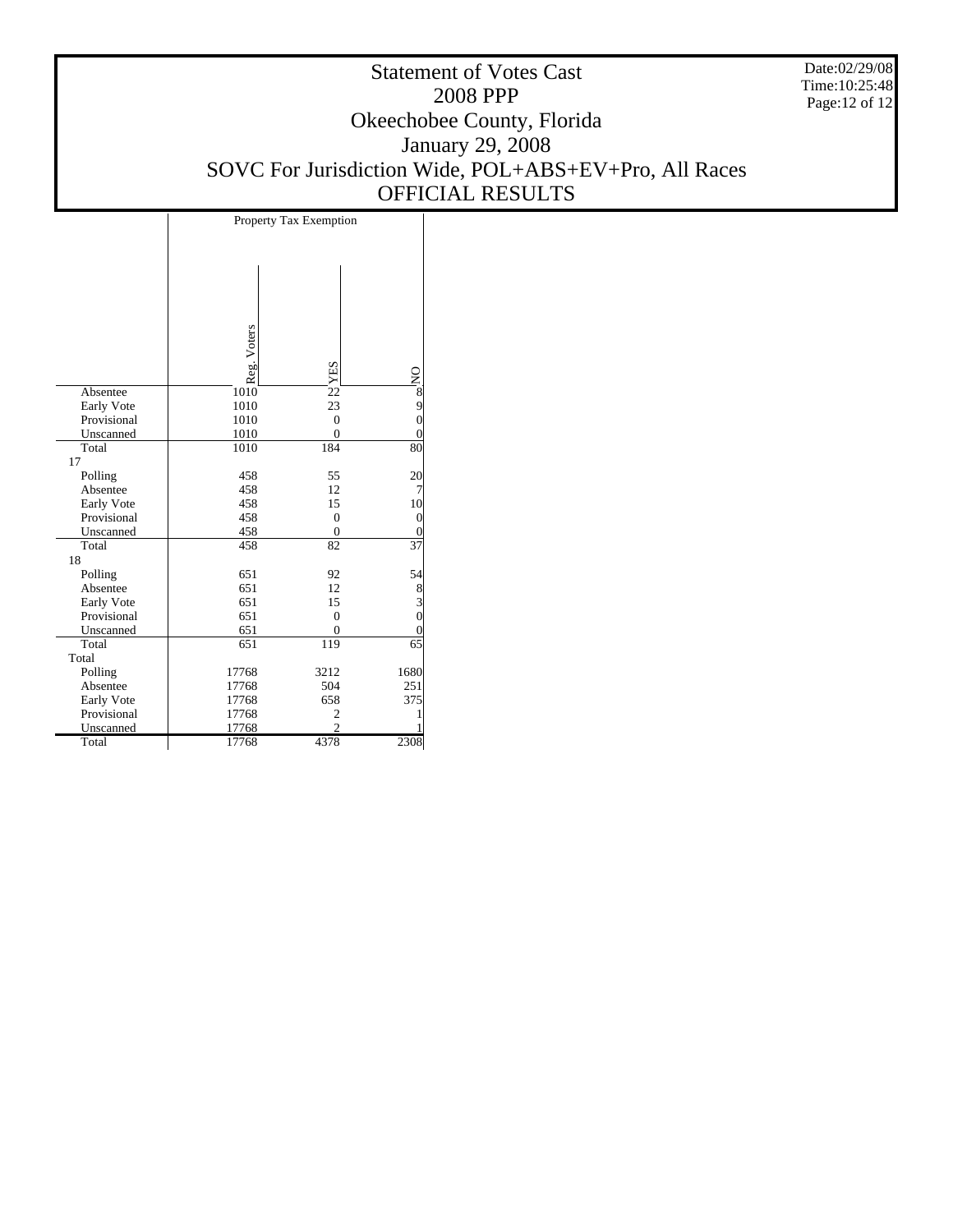# Statement of Votes Cast
# 2008 PPP
# Okeechobee County, Florida
# January 29, 2008
# SOVC For Jurisdiction Wide, POL+ABS+EV+Pro, All Races
# OFFICIAL RESULTS

Date:02/29/08
Time:10:25:48

| | Property Tax Exemption | | |
|---|---|---|---|
| | Reg. Voters | YES | NO |
| Absentee | 1010 | 22 | 8 |
| Early Vote | 1010 | 23 | 9 |
| Provisional | 1010 | 0 | 0 |
| Unscanned | 1010 | 0 | 0 |
| Total | 1010 | 184 | 80 |
| 17 | | | |
| Polling | 458 | 55 | 20 |
| Absentee | 458 | 12 | 7 |
| Early Vote | 458 | 15 | 10 |
| Provisional | 458 | 0 | 0 |
| Unscanned | 458 | 0 | 0 |
| Total | 458 | 82 | 37 |
| 18 | | | |
| Polling | 651 | 92 | 54 |
| Absentee | 651 | 12 | 8 |
| Early Vote | 651 | 15 | 3 |
| Provisional | 651 | 0 | 0 |
| Unscanned | 651 | 0 | 0 |
| Total | 651 | 119 | 65 |
| Total | | | |
| Polling | 17768 | 3212 | 1680 |
| Absentee | 17768 | 504 | 251 |
| Early Vote | 17768 | 658 | 375 |
| Provisional | 17768 | 2 | 1 |
| Unscanned | 17768 | 2 | 1 |
| Total | 17768 | 4378 | 2308 |